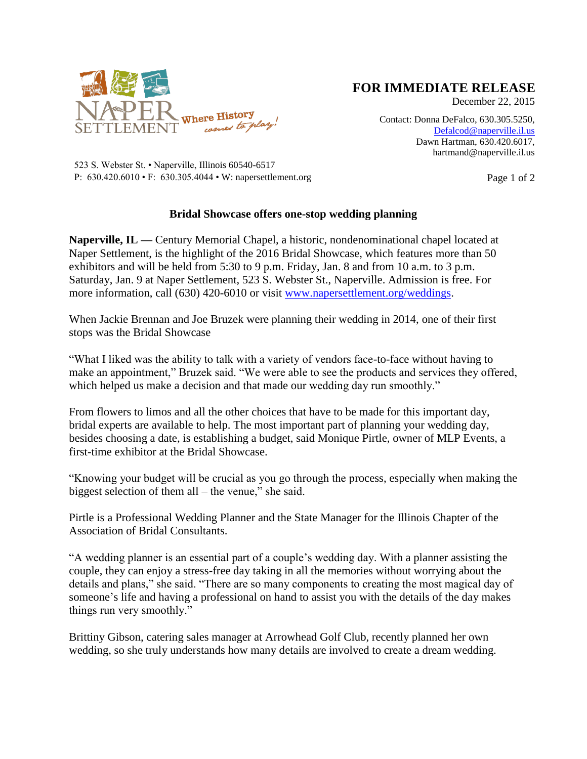NAPER SETTLEMENT Where History comes to play!

523 S. Webster St. • Naperville, Illinois 60540-6517
P: 630.420.6010 • F: 630.305.4044 • W: napersettlement.org

**FOR IMMEDIATE RELEASE**
December 22, 2015

Contact: Donna DeFalco, 630.305.5250, Defalcod@naperville.il.us
Dawn Hartman, 630.420.6017, hartmand@naperville.il.us

**Bridal Showcase offers one-stop wedding planning**

**Naperville, IL —** Century Memorial Chapel, a historic, nondenominational chapel located at Naper Settlement, is the highlight of the 2016 Bridal Showcase, which features more than 50 exhibitors and will be held from 5:30 to 9 p.m. Friday, Jan. 8 and from 10 a.m. to 3 p.m. Saturday, Jan. 9 at Naper Settlement, 523 S. Webster St., Naperville. Admission is free. For more information, call (630) 420-6010 or visit www.napersettlement.org/weddings.

When Jackie Brennan and Joe Bruzek were planning their wedding in 2014, one of their first stops was the Bridal Showcase

"What I liked was the ability to talk with a variety of vendors face-to-face without having to make an appointment," Bruzek said. "We were able to see the products and services they offered, which helped us make a decision and that made our wedding day run smoothly."

From flowers to limos and all the other choices that have to be made for this important day, bridal experts are available to help. The most important part of planning your wedding day, besides choosing a date, is establishing a budget, said Monique Pirtle, owner of MLP Events, a first-time exhibitor at the Bridal Showcase.

"Knowing your budget will be crucial as you go through the process, especially when making the biggest selection of them all – the venue," she said.

Pirtle is a Professional Wedding Planner and the State Manager for the Illinois Chapter of the Association of Bridal Consultants.

"A wedding planner is an essential part of a couple's wedding day. With a planner assisting the couple, they can enjoy a stress-free day taking in all the memories without worrying about the details and plans," she said. "There are so many components to creating the most magical day of someone's life and having a professional on hand to assist you with the details of the day makes things run very smoothly."

Brittiny Gibson, catering sales manager at Arrowhead Golf Club, recently planned her own wedding, so she truly understands how many details are involved to create a dream wedding.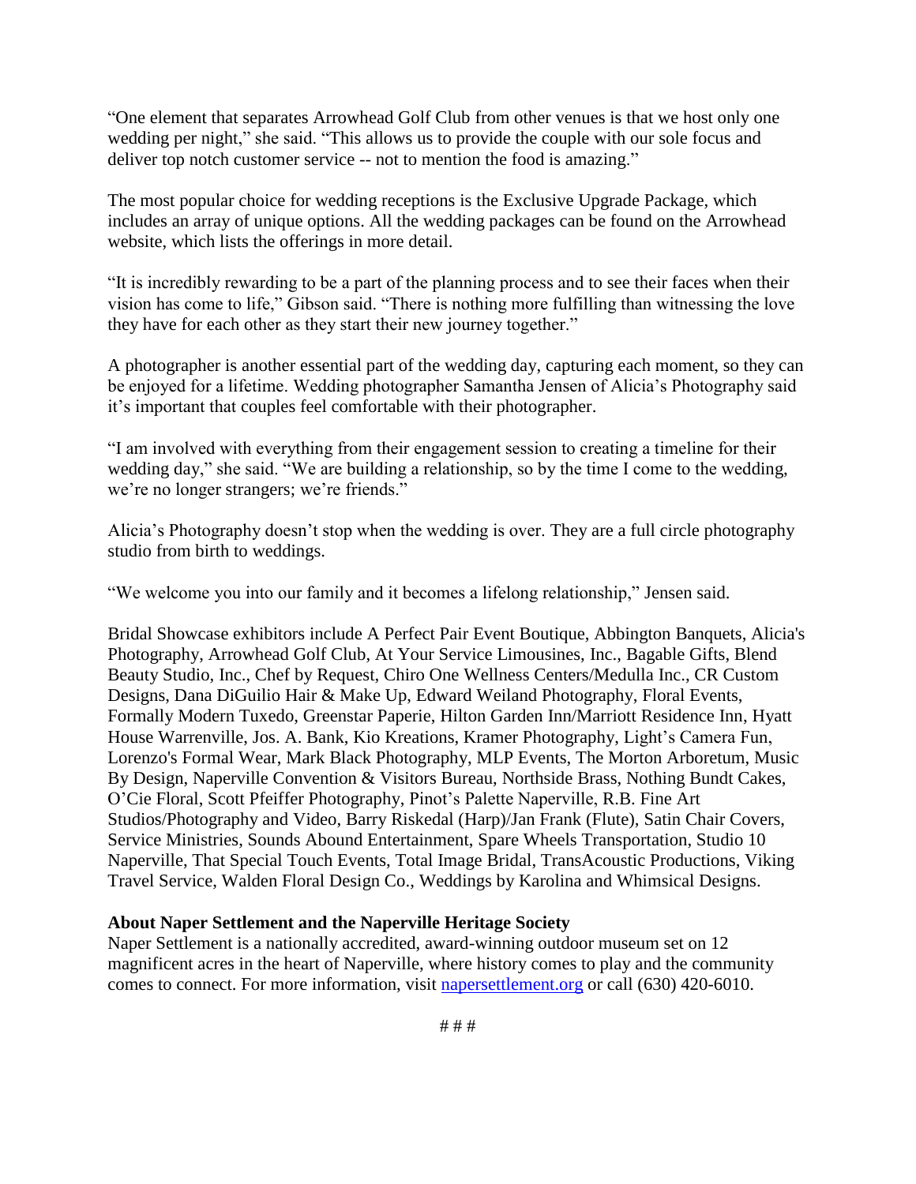"One element that separates Arrowhead Golf Club from other venues is that we host only one wedding per night," she said. "This allows us to provide the couple with our sole focus and deliver top notch customer service -- not to mention the food is amazing."

The most popular choice for wedding receptions is the Exclusive Upgrade Package, which includes an array of unique options. All the wedding packages can be found on the Arrowhead website, which lists the offerings in more detail.

"It is incredibly rewarding to be a part of the planning process and to see their faces when their vision has come to life," Gibson said. "There is nothing more fulfilling than witnessing the love they have for each other as they start their new journey together."

A photographer is another essential part of the wedding day, capturing each moment, so they can be enjoyed for a lifetime. Wedding photographer Samantha Jensen of Alicia's Photography said it's important that couples feel comfortable with their photographer.

"I am involved with everything from their engagement session to creating a timeline for their wedding day," she said. "We are building a relationship, so by the time I come to the wedding, we're no longer strangers; we're friends."

Alicia's Photography doesn't stop when the wedding is over. They are a full circle photography studio from birth to weddings.

"We welcome you into our family and it becomes a lifelong relationship," Jensen said.

Bridal Showcase exhibitors include A Perfect Pair Event Boutique, Abbington Banquets, Alicia's Photography, Arrowhead Golf Club, At Your Service Limousines, Inc., Bagable Gifts, Blend Beauty Studio, Inc., Chef by Request, Chiro One Wellness Centers/Medulla Inc., CR Custom Designs, Dana DiGuilio Hair & Make Up, Edward Weiland Photography, Floral Events, Formally Modern Tuxedo, Greenstar Paperie, Hilton Garden Inn/Marriott Residence Inn, Hyatt House Warrenville, Jos. A. Bank, Kio Kreations, Kramer Photography, Light's Camera Fun, Lorenzo's Formal Wear, Mark Black Photography, MLP Events, The Morton Arboretum, Music By Design, Naperville Convention & Visitors Bureau, Northside Brass, Nothing Bundt Cakes, O'Cie Floral, Scott Pfeiffer Photography, Pinot's Palette Naperville, R.B. Fine Art Studios/Photography and Video, Barry Riskedal (Harp)/Jan Frank (Flute), Satin Chair Covers, Service Ministries, Sounds Abound Entertainment, Spare Wheels Transportation, Studio 10 Naperville, That Special Touch Events, Total Image Bridal, TransAcoustic Productions, Viking Travel Service, Walden Floral Design Co., Weddings by Karolina and Whimsical Designs.

**About Naper Settlement and the Naperville Heritage Society**

Naper Settlement is a nationally accredited, award-winning outdoor museum set on 12 magnificent acres in the heart of Naperville, where history comes to play and the community comes to connect. For more information, visit napersettlement.org or call (630) 420-6010.

# # #